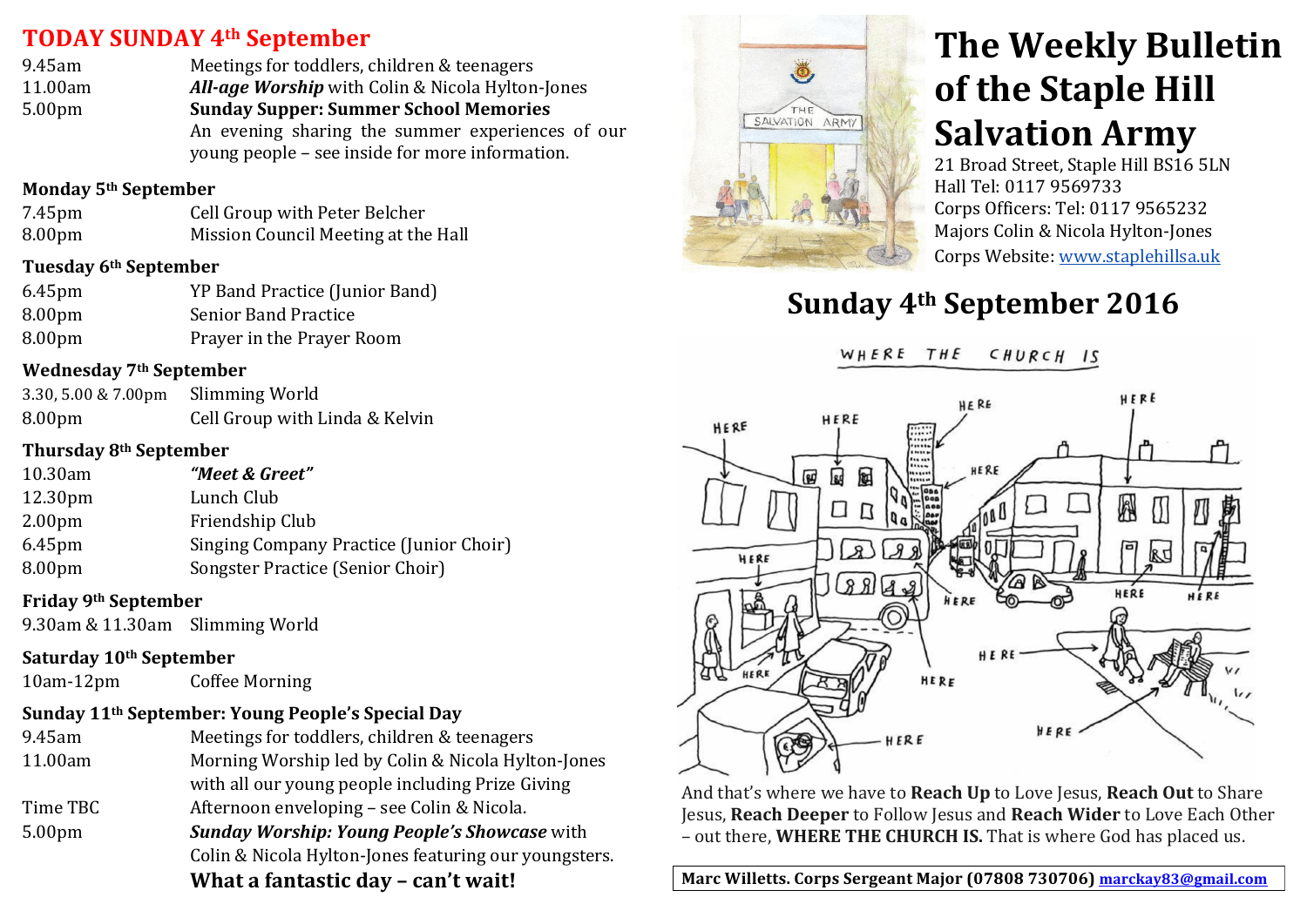# The Weekly Bulletin of the Staple Hill Salvation Army

21 Broad Street, Staple Hill BS16 5LN
Hall Tel: 0117 9569733
Corps Officers: Tel: 0117 9565232
Majors Colin & Nicola Hylton-Jones
Corps Website: www.staplehillsa.uk

## Sunday 4th September 2016

## TODAY SUNDAY 4th September

| | |
|---|---|
| 9.45am | Meetings for toddlers, children & teenagers |
| 11.00am | ***All-age Worship*** with Colin & Nicola Hylton-Jones |
| 5.00pm | **Sunday Supper: Summer School Memories** An evening sharing the summer experiences of our young people – see inside for more information. |

### Monday 5th September

| | |
|---|---|
| 7.45pm | Cell Group with Peter Belcher |
| 8.00pm | Mission Council Meeting at the Hall |

### Tuesday 6th September

| | |
|---|---|
| 6.45pm | YP Band Practice (Junior Band) |
| 8.00pm | Senior Band Practice |
| 8.00pm | Prayer in the Prayer Room |

### Wednesday 7th September

| | |
|---|---|
| 3.30, 5.00 & 7.00pm | Slimming World |
| 8.00pm | Cell Group with Linda & Kelvin |

### Thursday 8th September

| | |
|---|---|
| 10.30am | ***"Meet & Greet"*** |
| 12.30pm | Lunch Club |
| 2.00pm | Friendship Club |
| 6.45pm | Singing Company Practice (Junior Choir) |
| 8.00pm | Songster Practice (Senior Choir) |

### Friday 9th September

| | |
|---|---|
| 9.30am & 11.30am | Slimming World |

### Saturday 10th September

| | |
|---|---|
| 10am-12pm | Coffee Morning |

### Sunday 11th September: Young People's Special Day

| | |
|---|---|
| 9.45am | Meetings for toddlers, children & teenagers |
| 11.00am | Morning Worship led by Colin & Nicola Hylton-Jones with all our young people including Prize Giving |
| Time TBC | Afternoon enveloping – see Colin & Nicola. |
| 5.00pm | ***Sunday Worship: Young People's Showcase*** with Colin & Nicola Hylton-Jones featuring our youngsters. |

**What a fantastic day – can't wait!**

WHERE THE CHURCH IS

And that's where we have to **Reach Up** to Love Jesus, **Reach Out** to Share Jesus, **Reach Deeper** to Follow Jesus and **Reach Wider** to Love Each Other – out there, **WHERE THE CHURCH IS.** That is where God has placed us.

**Marc Willetts. Corps Sergeant Major (07808 730706) marckay83@gmail.com**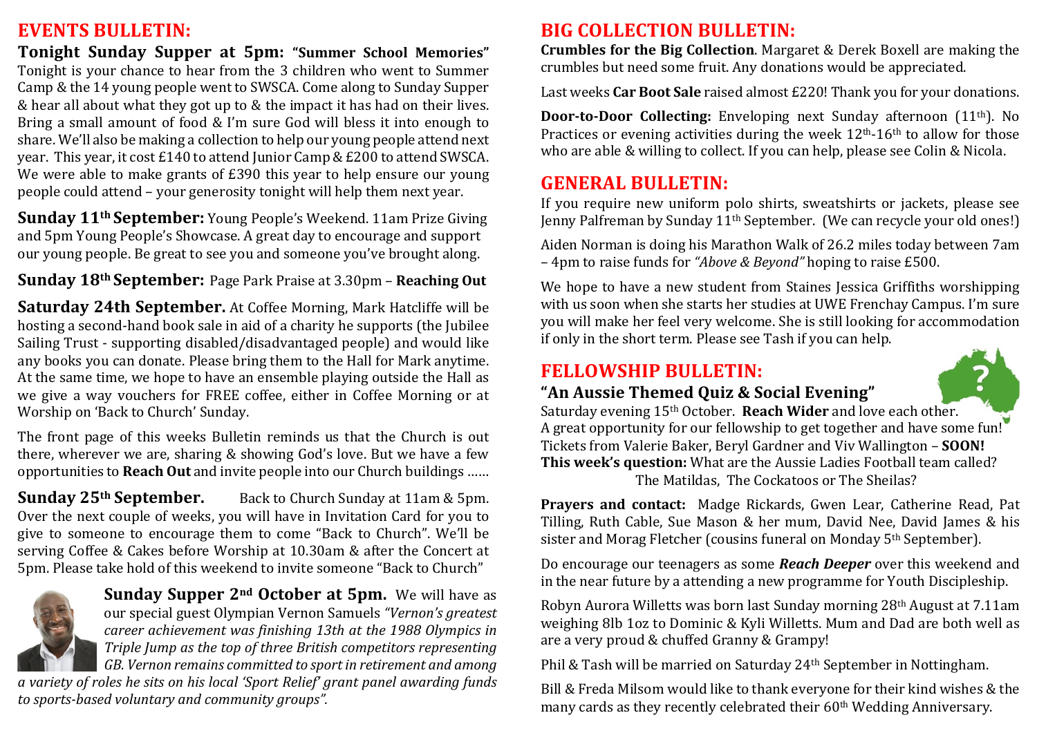## EVENTS BULLETIN:

**Tonight Sunday Supper at 5pm: "Summer School Memories"** Tonight is your chance to hear from the 3 children who went to Summer Camp & the 14 young people went to SWSCA. Come along to Sunday Supper & hear all about what they got up to & the impact it has had on their lives. Bring a small amount of food & I'm sure God will bless it into enough to share. We'll also be making a collection to help our young people attend next year. This year, it cost £140 to attend Junior Camp & £200 to attend SWSCA. We were able to make grants of £390 this year to help ensure our young people could attend – your generosity tonight will help them next year.

**Sunday 11th September:** Young People's Weekend. 11am Prize Giving and 5pm Young People's Showcase. A great day to encourage and support our young people. Be great to see you and someone you've brought along.

**Sunday 18th September:** Page Park Praise at 3.30pm – **Reaching Out**

**Saturday 24th September.** At Coffee Morning, Mark Hatcliffe will be hosting a second-hand book sale in aid of a charity he supports (the Jubilee Sailing Trust - supporting disabled/disadvantaged people) and would like any books you can donate. Please bring them to the Hall for Mark anytime. At the same time, we hope to have an ensemble playing outside the Hall as we give a way vouchers for FREE coffee, either in Coffee Morning or at Worship on 'Back to Church' Sunday.

The front page of this weeks Bulletin reminds us that the Church is out there, wherever we are, sharing & showing God's love. But we have a few opportunities to **Reach Out** and invite people into our Church buildings ……

**Sunday 25th September.** Back to Church Sunday at 11am & 5pm. Over the next couple of weeks, you will have in Invitation Card for you to give to someone to encourage them to come "Back to Church". We'll be serving Coffee & Cakes before Worship at 10.30am & after the Concert at 5pm. Please take hold of this weekend to invite someone "Back to Church"

**Sunday Supper 2nd October at 5pm.** We will have as our special guest Olympian Vernon Samuels *"Vernon's greatest career achievement was finishing 13th at the 1988 Olympics in Triple Jump as the top of three British competitors representing GB. Vernon remains committed to sport in retirement and among a variety of roles he sits on his local 'Sport Relief' grant panel awarding funds to sports-based voluntary and community groups".*

## BIG COLLECTION BULLETIN:

**Crumbles for the Big Collection**. Margaret & Derek Boxell are making the crumbles but need some fruit. Any donations would be appreciated.

Last weeks **Car Boot Sale** raised almost £220! Thank you for your donations.

**Door-to-Door Collecting:** Enveloping next Sunday afternoon (11th). No Practices or evening activities during the week 12th-16th to allow for those who are able & willing to collect. If you can help, please see Colin & Nicola.

## GENERAL BULLETIN:

If you require new uniform polo shirts, sweatshirts or jackets, please see Jenny Palfreman by Sunday 11th September. (We can recycle your old ones!)

Aiden Norman is doing his Marathon Walk of 26.2 miles today between 7am – 4pm to raise funds for *"Above & Beyond"* hoping to raise £500.

We hope to have a new student from Staines Jessica Griffiths worshipping with us soon when she starts her studies at UWE Frenchay Campus. I'm sure you will make her feel very welcome. She is still looking for accommodation if only in the short term. Please see Tash if you can help.

## FELLOWSHIP BULLETIN:

### "An Aussie Themed Quiz & Social Evening"

Saturday evening 15th October. **Reach Wider** and love each other. A great opportunity for our fellowship to get together and have some fun! Tickets from Valerie Baker, Beryl Gardner and Viv Wallington – **SOON!**
**This week's question:** What are the Aussie Ladies Football team called? The Matildas, The Cockatoos or The Sheilas?

**Prayers and contact:** Madge Rickards, Gwen Lear, Catherine Read, Pat Tilling, Ruth Cable, Sue Mason & her mum, David Nee, David James & his sister and Morag Fletcher (cousins funeral on Monday 5th September).

Do encourage our teenagers as some ***Reach Deeper*** over this weekend and in the near future by a attending a new programme for Youth Discipleship.

Robyn Aurora Willetts was born last Sunday morning 28th August at 7.11am weighing 8lb 1oz to Dominic & Kyli Willetts. Mum and Dad are both well as are a very proud & chuffed Granny & Grampy!

Phil & Tash will be married on Saturday 24th September in Nottingham.

Bill & Freda Milsom would like to thank everyone for their kind wishes & the many cards as they recently celebrated their 60th Wedding Anniversary.